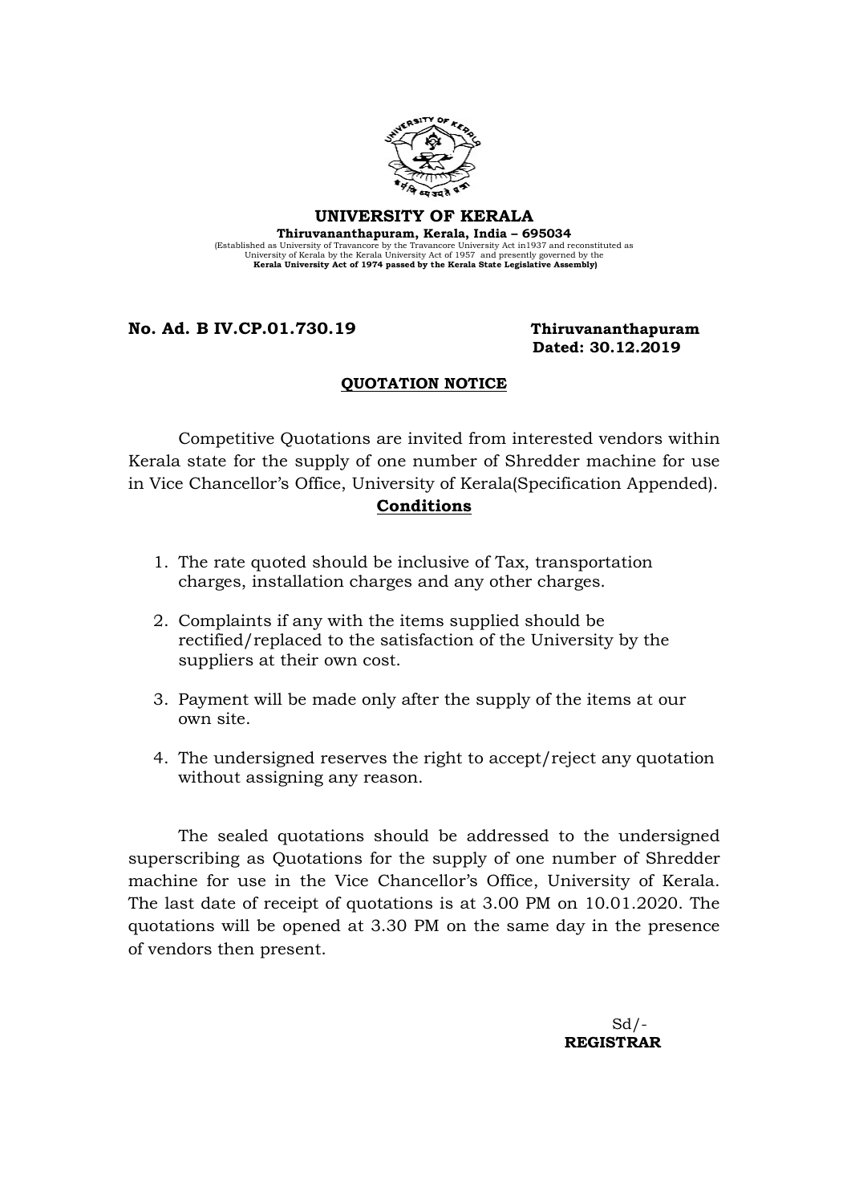# UNIVERSITY OF KERALA

**Thiruvananthapuram, Kerala, India – 695034**

(Established as University of Travancore by the Travancore University Act in1937 and reconstituted as University of Kerala by the Kerala University Act of 1957 and presently governed by the **Kerala University Act of 1974 passed by the Kerala State Legislative Assembly)**

**No. Ad. B IV.CP.01.730.19** **Thiruvananthapuram**
**Dated: 30.12.2019**

## QUOTATION NOTICE

Competitive Quotations are invited from interested vendors within Kerala state for the supply of one number of Shredder machine for use in Vice Chancellor's Office, University of Kerala(Specification Appended).

### Conditions

1. The rate quoted should be inclusive of Tax, transportation charges, installation charges and any other charges.
2. Complaints if any with the items supplied should be rectified/replaced to the satisfaction of the University by the suppliers at their own cost.
3. Payment will be made only after the supply of the items at our own site.
4. The undersigned reserves the right to accept/reject any quotation without assigning any reason.

The sealed quotations should be addressed to the undersigned superscribing as Quotations for the supply of one number of Shredder machine for use in the Vice Chancellor's Office, University of Kerala. The last date of receipt of quotations is at 3.00 PM on 10.01.2020. The quotations will be opened at 3.30 PM on the same day in the presence of vendors then present.

Sd/-
**REGISTRAR**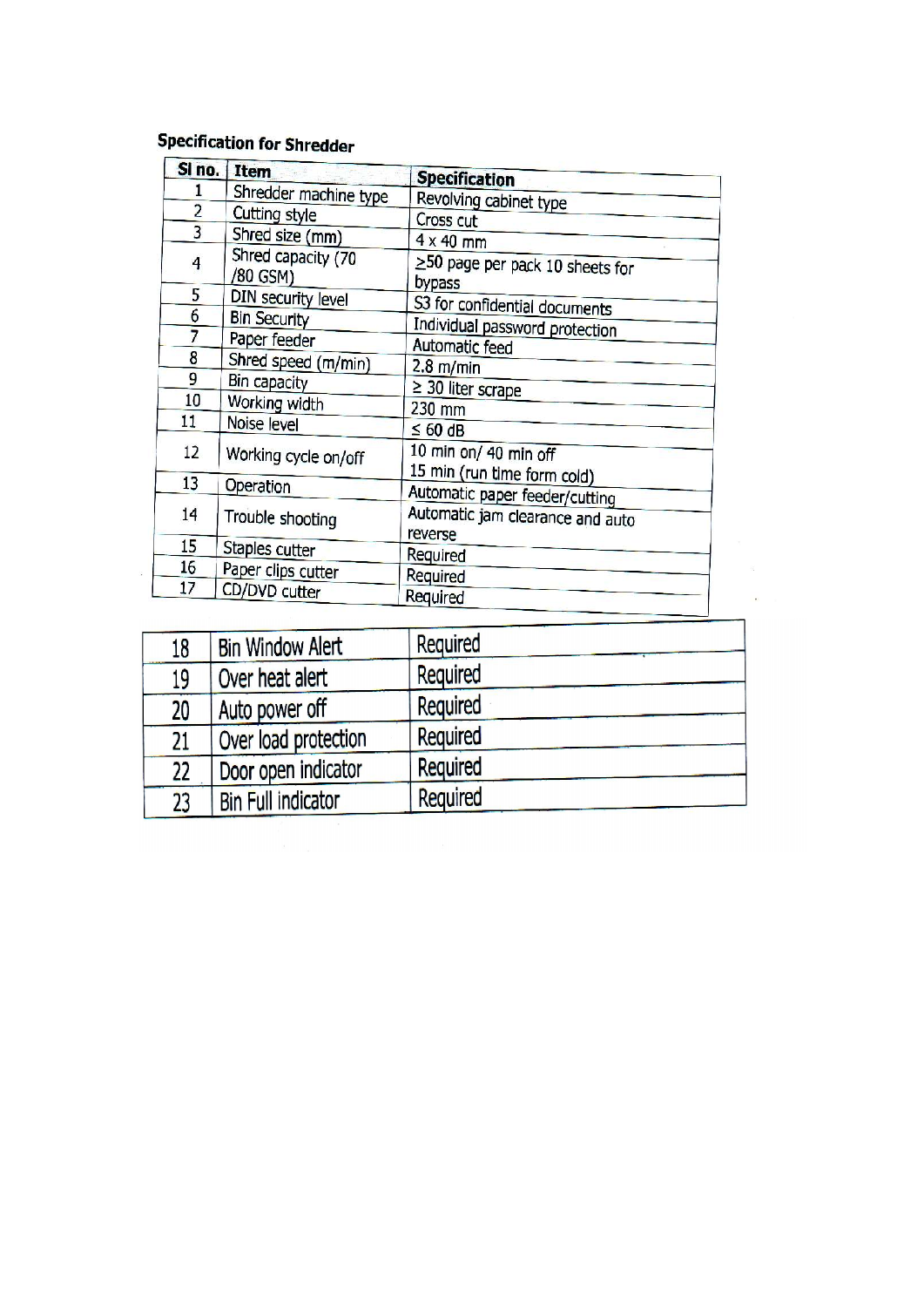**Specification for Shredder**

| Sl no. | Item | Specification |
|---|---|---|
| 1 | Shredder machine type | Revolving cabinet type |
| 2 | Cutting style | Cross cut |
| 3 | Shred size (mm) | 4 x 40 mm |
| 4 | Shred capacity (70 /80 GSM) | ≥50 page per pack 10 sheets for bypass |
| 5 | DIN security level | S3 for confidential documents |
| 6 | Bin Security | Individual password protection |
| 7 | Paper feeder | Automatic feed |
| 8 | Shred speed (m/min) | 2.8 m/min |
| 9 | Bin capacity | ≥ 30 liter scrape |
| 10 | Working width | 230 mm |
| 11 | Noise level | ≤ 60 dB |
| 12 | Working cycle on/off | 10 min on/ 40 min off<br>15 min (run time form cold) |
| 13 | Operation | Automatic paper feeder/cutting |
| 14 | Trouble shooting | Automatic jam clearance and auto reverse |
| 15 | Staples cutter | Required |
| 16 | Paper clips cutter | Required |
| 17 | CD/DVD cutter | Required |
| 18 | Bin Window Alert | Required |
| 19 | Over heat alert | Required |
| 20 | Auto power off | Required |
| 21 | Over load protection | Required |
| 22 | Door open indicator | Required |
| 23 | Bin Full indicator | Required |